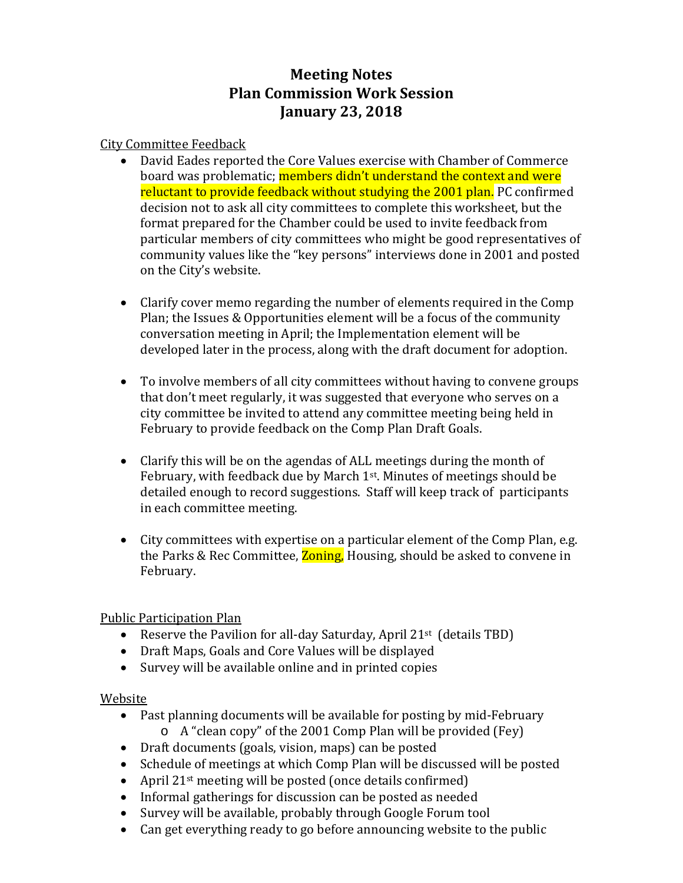# Meeting Notes
# Plan Commission Work Session
# January 23, 2018

City Committee Feedback

- David Eades reported the Core Values exercise with Chamber of Commerce board was problematic; members didn't understand the context and were reluctant to provide feedback without studying the 2001 plan. PC confirmed decision not to ask all city committees to complete this worksheet, but the format prepared for the Chamber could be used to invite feedback from particular members of city committees who might be good representatives of community values like the "key persons" interviews done in 2001 and posted on the City's website.

- Clarify cover memo regarding the number of elements required in the Comp Plan; the Issues & Opportunities element will be a focus of the community conversation meeting in April; the Implementation element will be developed later in the process, along with the draft document for adoption.

- To involve members of all city committees without having to convene groups that don't meet regularly, it was suggested that everyone who serves on a city committee be invited to attend any committee meeting being held in February to provide feedback on the Comp Plan Draft Goals.

- Clarify this will be on the agendas of ALL meetings during the month of February, with feedback due by March 1st. Minutes of meetings should be detailed enough to record suggestions. Staff will keep track of participants in each committee meeting.

- City committees with expertise on a particular element of the Comp Plan, e.g. the Parks & Rec Committee, Zoning, Housing, should be asked to convene in February.

Public Participation Plan

- Reserve the Pavilion for all-day Saturday, April 21st (details TBD)
- Draft Maps, Goals and Core Values will be displayed
- Survey will be available online and in printed copies

Website

- Past planning documents will be available for posting by mid-February
  - A "clean copy" of the 2001 Comp Plan will be provided (Fey)
- Draft documents (goals, vision, maps) can be posted
- Schedule of meetings at which Comp Plan will be discussed will be posted
- April 21st meeting will be posted (once details confirmed)
- Informal gatherings for discussion can be posted as needed
- Survey will be available, probably through Google Forum tool
- Can get everything ready to go before announcing website to the public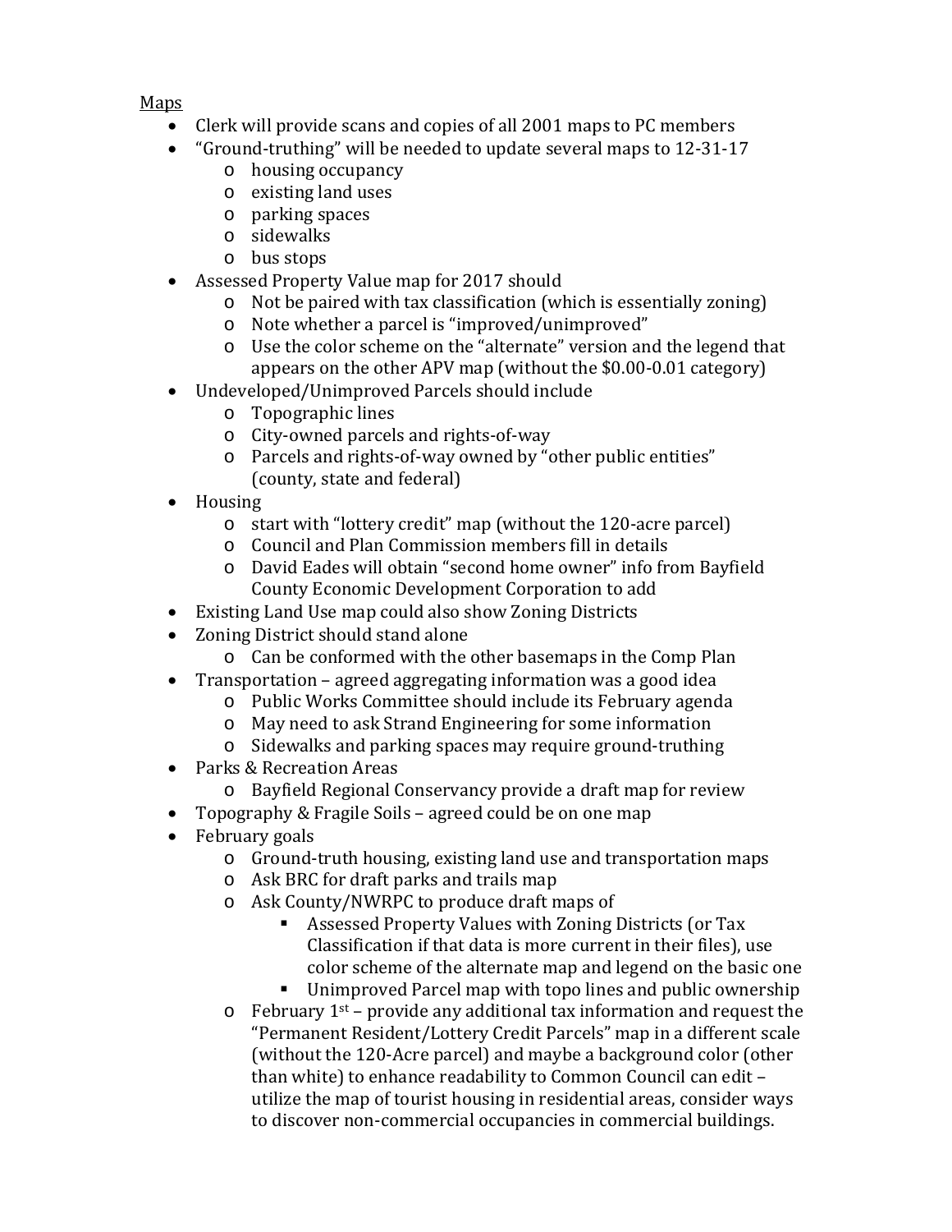Maps

- Clerk will provide scans and copies of all 2001 maps to PC members
- "Ground-truthing" will be needed to update several maps to 12-31-17
  - housing occupancy
  - existing land uses
  - parking spaces
  - sidewalks
  - bus stops
- Assessed Property Value map for 2017 should
  - Not be paired with tax classification (which is essentially zoning)
  - Note whether a parcel is "improved/unimproved"
  - Use the color scheme on the "alternate" version and the legend that appears on the other APV map (without the $0.00-0.01 category)
- Undeveloped/Unimproved Parcels should include
  - Topographic lines
  - City-owned parcels and rights-of-way
  - Parcels and rights-of-way owned by "other public entities" (county, state and federal)
- Housing
  - start with "lottery credit" map (without the 120-acre parcel)
  - Council and Plan Commission members fill in details
  - David Eades will obtain "second home owner" info from Bayfield County Economic Development Corporation to add
- Existing Land Use map could also show Zoning Districts
- Zoning District should stand alone
  - Can be conformed with the other basemaps in the Comp Plan
- Transportation – agreed aggregating information was a good idea
  - Public Works Committee should include its February agenda
  - May need to ask Strand Engineering for some information
  - Sidewalks and parking spaces may require ground-truthing
- Parks & Recreation Areas
  - Bayfield Regional Conservancy provide a draft map for review
- Topography & Fragile Soils – agreed could be on one map
- February goals
  - Ground-truth housing, existing land use and transportation maps
  - Ask BRC for draft parks and trails map
  - Ask County/NWRPC to produce draft maps of
    - Assessed Property Values with Zoning Districts (or Tax Classification if that data is more current in their files), use color scheme of the alternate map and legend on the basic one
    - Unimproved Parcel map with topo lines and public ownership
  - February 1st – provide any additional tax information and request the "Permanent Resident/Lottery Credit Parcels" map in a different scale (without the 120-Acre parcel) and maybe a background color (other than white) to enhance readability to Common Council can edit – utilize the map of tourist housing in residential areas, consider ways to discover non-commercial occupancies in commercial buildings.